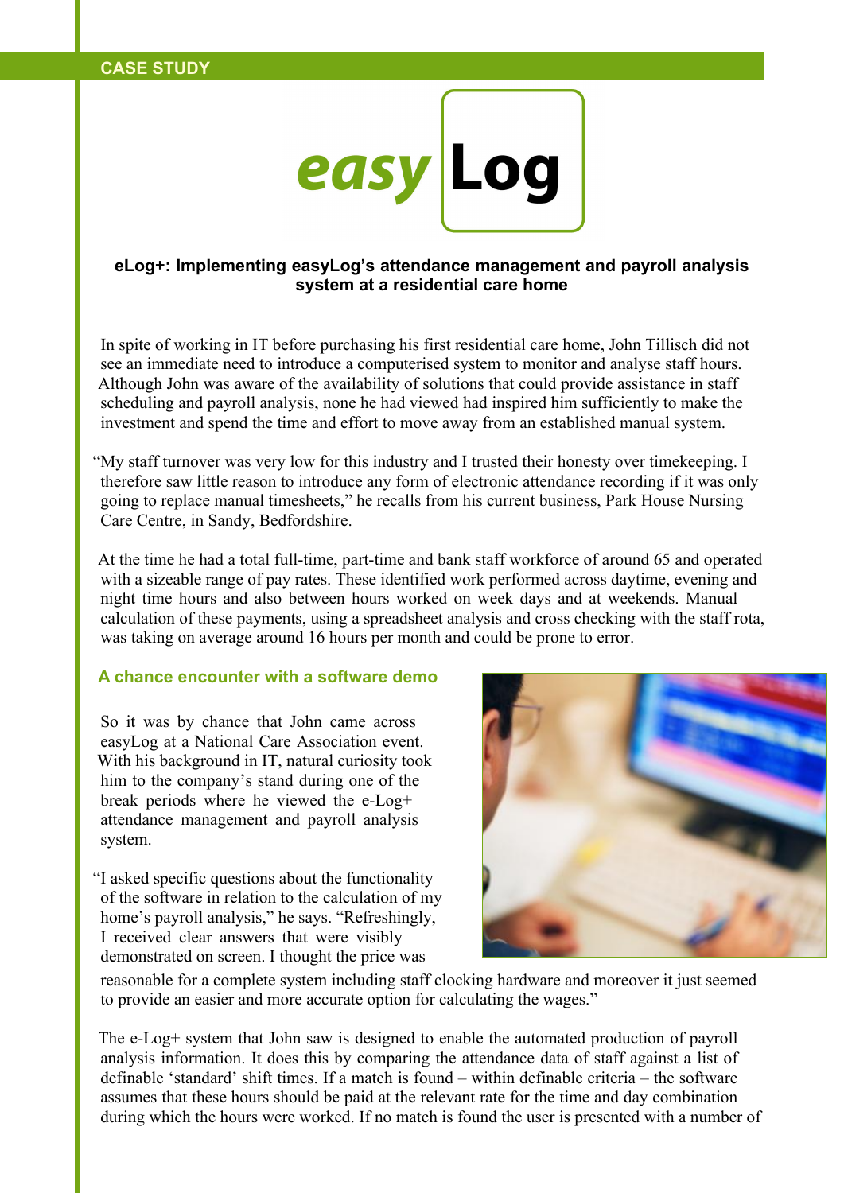CASE STUDY

easy Log

**eLog+: Implementing easyLog's attendance management and payroll analysis system at a residential care home**

In spite of working in IT before purchasing his first residential care home, John Tillisch did not see an immediate need to introduce a computerised system to monitor and analyse staff hours. Although John was aware of the availability of solutions that could provide assistance in staff scheduling and payroll analysis, none he had viewed had inspired him sufficiently to make the investment and spend the time and effort to move away from an established manual system.

"My staff turnover was very low for this industry and I trusted their honesty over timekeeping. I therefore saw little reason to introduce any form of electronic attendance recording if it was only going to replace manual timesheets," he recalls from his current business, Park House Nursing Care Centre, in Sandy, Bedfordshire.

At the time he had a total full-time, part-time and bank staff workforce of around 65 and operated with a sizeable range of pay rates. These identified work performed across daytime, evening and night time hours and also between hours worked on week days and at weekends. Manual calculation of these payments, using a spreadsheet analysis and cross checking with the staff rota, was taking on average around 16 hours per month and could be prone to error.

## A chance encounter with a software demo

So it was by chance that John came across easyLog at a National Care Association event. With his background in IT, natural curiosity took him to the company's stand during one of the break periods where he viewed the e-Log+ attendance management and payroll analysis system.

"I asked specific questions about the functionality of the software in relation to the calculation of my home's payroll analysis," he says. "Refreshingly, I received clear answers that were visibly demonstrated on screen. I thought the price was reasonable for a complete system including staff clocking hardware and moreover it just seemed to provide an easier and more accurate option for calculating the wages."

The e-Log+ system that John saw is designed to enable the automated production of payroll analysis information. It does this by comparing the attendance data of staff against a list of definable 'standard' shift times. If a match is found – within definable criteria – the software assumes that these hours should be paid at the relevant rate for the time and day combination during which the hours were worked. If no match is found the user is presented with a number of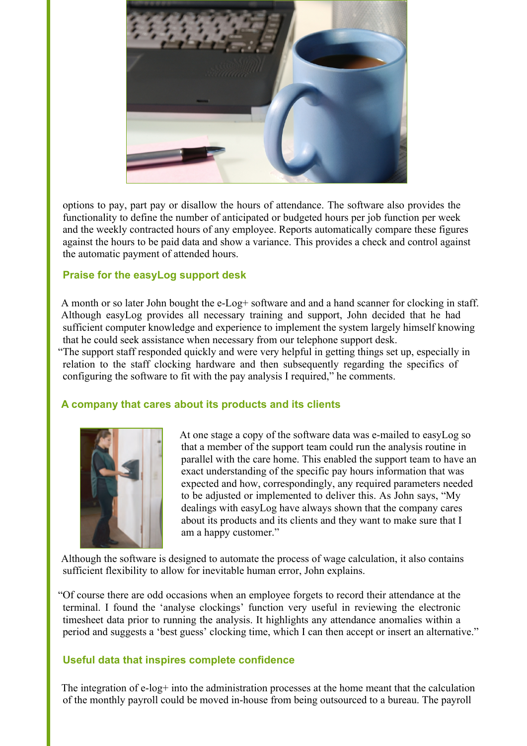options to pay, part pay or disallow the hours of attendance. The software also provides the functionality to define the number of anticipated or budgeted hours per job function per week and the weekly contracted hours of any employee. Reports automatically compare these figures against the hours to be paid data and show a variance. This provides a check and control against the automatic payment of attended hours.

## Praise for the easyLog support desk

A month or so later John bought the e-Log+ software and and a hand scanner for clocking in staff. Although easyLog provides all necessary training and support, John decided that he had sufficient computer knowledge and experience to implement the system largely himself knowing that he could seek assistance when necessary from our telephone support desk.

"The support staff responded quickly and were very helpful in getting things set up, especially in relation to the staff clocking hardware and then subsequently regarding the specifics of configuring the software to fit with the pay analysis I required," he comments.

## A company that cares about its products and its clients

At one stage a copy of the software data was e-mailed to easyLog so that a member of the support team could run the analysis routine in parallel with the care home. This enabled the support team to have an exact understanding of the specific pay hours information that was expected and how, correspondingly, any required parameters needed to be adjusted or implemented to deliver this. As John says, "My dealings with easyLog have always shown that the company cares about its products and its clients and they want to make sure that I am a happy customer."

Although the software is designed to automate the process of wage calculation, it also contains sufficient flexibility to allow for inevitable human error, John explains.

"Of course there are odd occasions when an employee forgets to record their attendance at the terminal. I found the 'analyse clockings' function very useful in reviewing the electronic timesheet data prior to running the analysis. It highlights any attendance anomalies within a period and suggests a 'best guess' clocking time, which I can then accept or insert an alternative."

## Useful data that inspires complete confidence

The integration of e-log+ into the administration processes at the home meant that the calculation of the monthly payroll could be moved in-house from being outsourced to a bureau. The payroll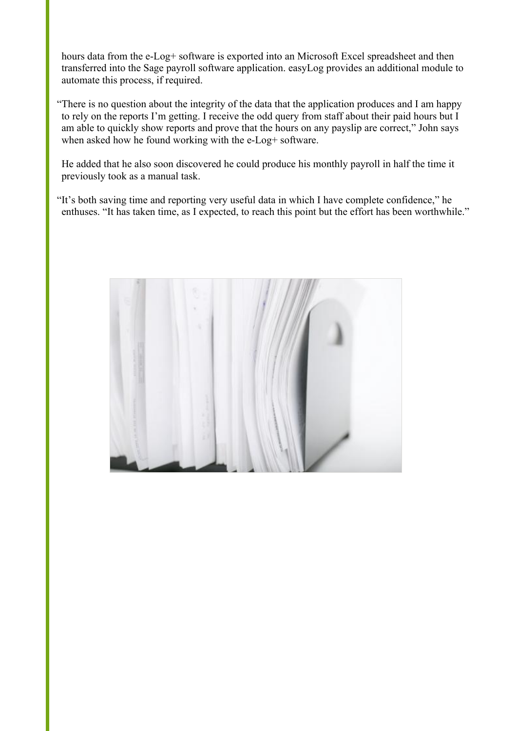hours data from the e-Log+ software is exported into an Microsoft Excel spreadsheet and then transferred into the Sage payroll software application. easyLog provides an additional module to automate this process, if required.

"There is no question about the integrity of the data that the application produces and I am happy to rely on the reports I'm getting. I receive the odd query from staff about their paid hours but I am able to quickly show reports and prove that the hours on any payslip are correct," John says when asked how he found working with the e-Log+ software.

He added that he also soon discovered he could produce his monthly payroll in half the time it previously took as a manual task.

"It's both saving time and reporting very useful data in which I have complete confidence," he enthuses. "It has taken time, as I expected, to reach this point but the effort has been worthwhile."